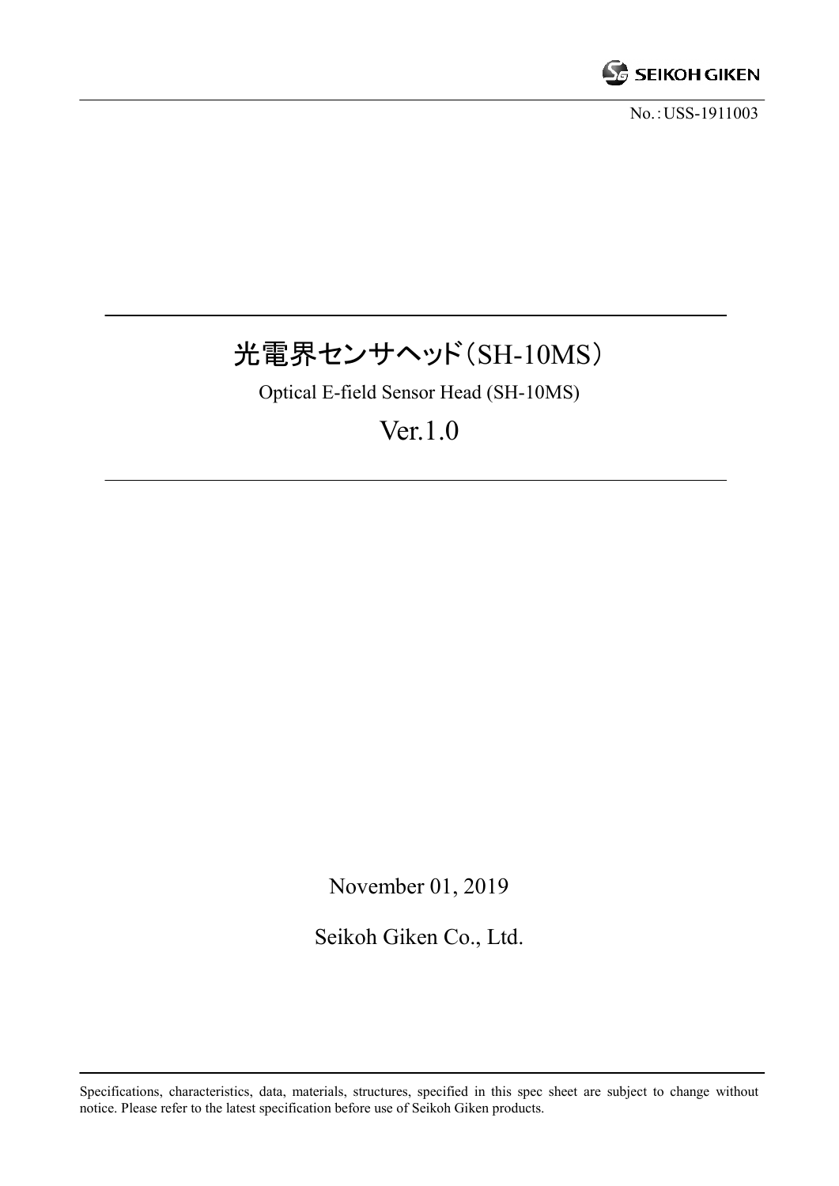No.：USS-1911003

# 光電界センサヘッド（SH-10MS）

Optical E-field Sensor Head (SH-10MS)

Ver.1.0

November 01, 2019

Seikoh Giken Co., Ltd.

Specifications, characteristics, data, materials, structures, specified in this spec sheet are subject to change without notice. Please refer to the latest specification before use of Seikoh Giken products.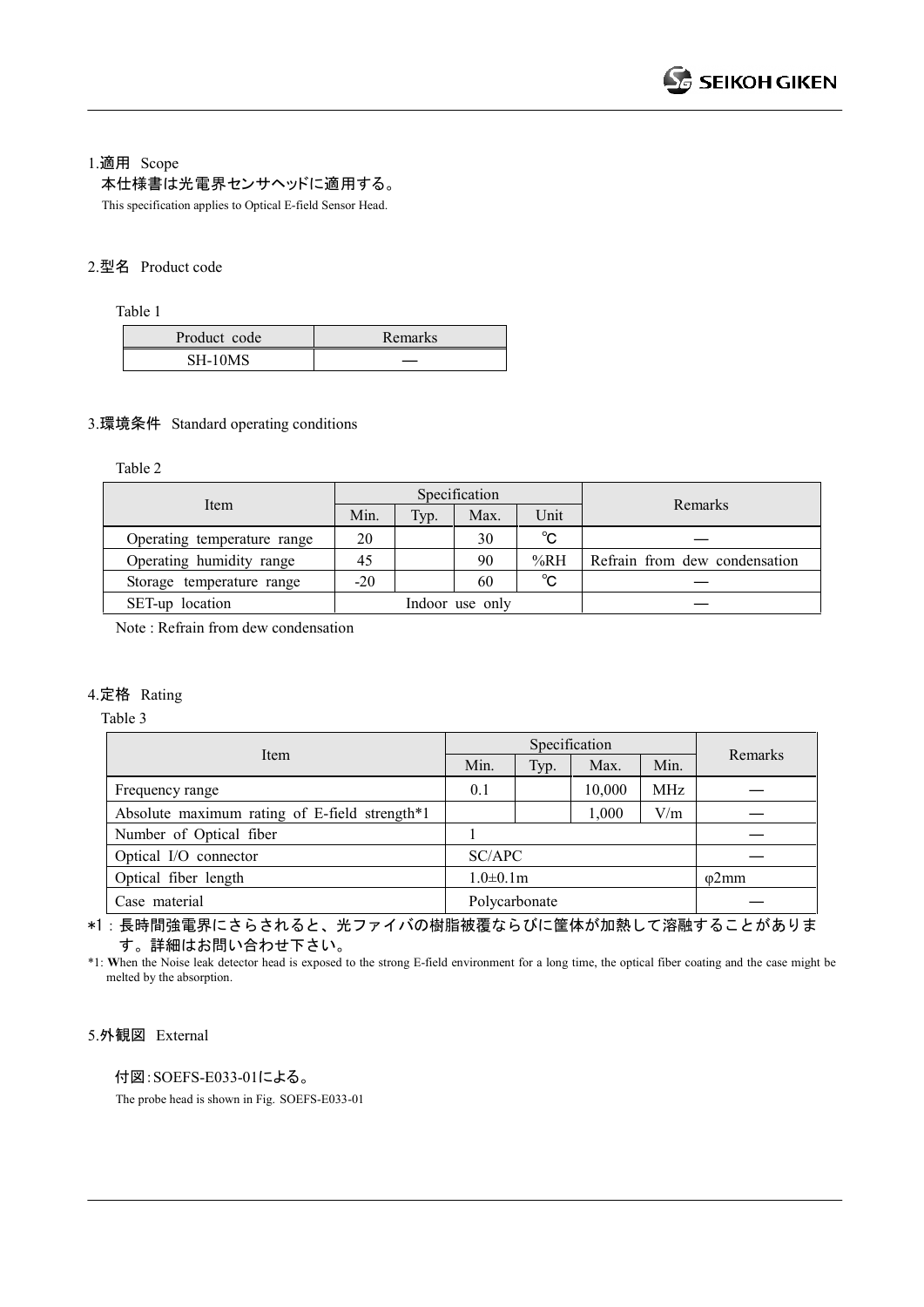## 1.適用 Scope

本仕様書は光電界センサヘッドに適用する。

This specification applies to Optical E-field Sensor Head.

## 2.型名 Product code

Table 1

| Product code | Remarks |
|---|---|
| SH-10MS | ― |

## 3.環境条件 Standard operating conditions

Table 2

| Item | Specification | | | | Remarks |
|---|---|---|---|---|---|
| | Min. | Typ. | Max. | Unit | |
| Operating temperature range | 20 | | 30 | ℃ | ― |
| Operating humidity range | 45 | | 90 | %RH | Refrain from dew condensation |
| Storage temperature range | -20 | | 60 | ℃ | ― |
| SET-up location | Indoor use only | | | | ― |

Note : Refrain from dew condensation

## 4.定格 Rating

Table 3

| Item | Specification | | | | Remarks |
|---|---|---|---|---|---|
| | Min. | Typ. | Max. | Min. | |
| Frequency range | 0.1 | | 10,000 | MHz | ― |
| Absolute maximum rating of E-field strength*1 | | | 1,000 | V/m | ― |
| Number of Optical fiber | 1 | | | | ― |
| Optical I/O connector | SC/APC | | | | ― |
| Optical fiber length | 1.0±0.1m | | | | φ2mm |
| Case material | Polycarbonate | | | | ― |

*1：長時間強電界にさらされると、光ファイバの樹脂被覆ならびに筐体が加熱して溶融することがあります。詳細はお問い合わせ下さい。

*1: When the Noise leak detector head is exposed to the strong E-field environment for a long time, the optical fiber coating and the case might be melted by the absorption.

## 5.外観図 External

付図:SOEFS-E033-01による。

The probe head is shown in Fig. SOEFS-E033-01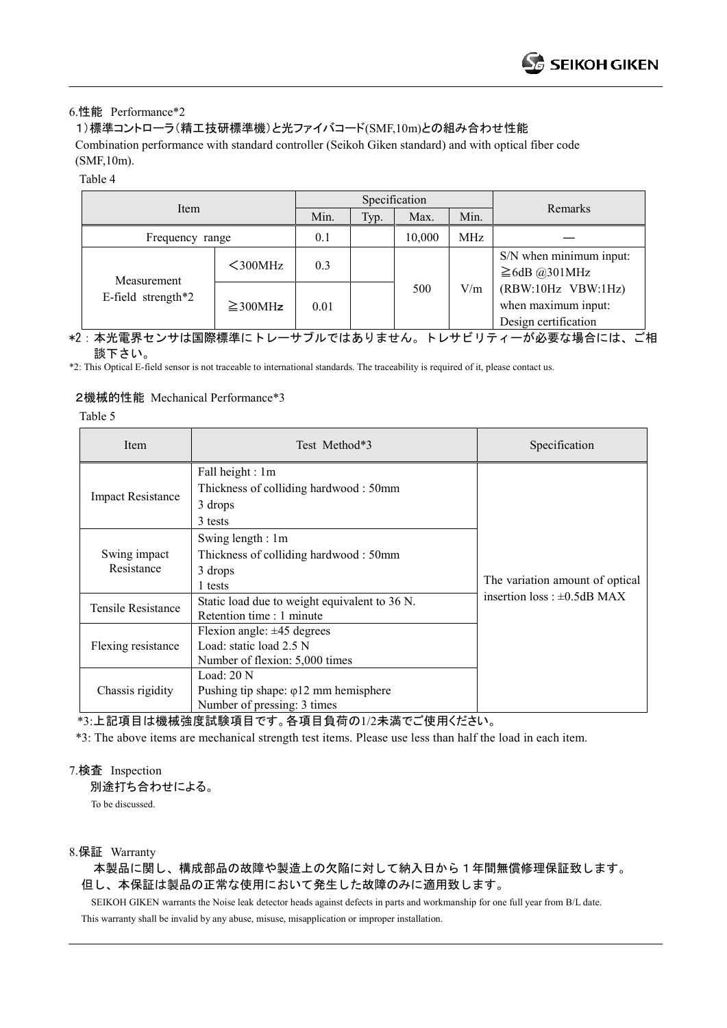## 6.性能 Performance*2

1）標準コントローラ（精工技研標準機）と光ファイバコード(SMF,10m)との組み合わせ性能

Combination performance with standard controller (Seikoh Giken standard) and with optical fiber code (SMF,10m).

Table 4

| Item | | Specification | | | | Remarks |
|---|---|---|---|---|---|---|
| | | Min. | Typ. | Max. | Min. | |
| Frequency range | | 0.1 | | 10,000 | MHz | — |
| Measurement E-field strength*2 | ＜300MHz | 0.3 | | 500 | V/m | S/N when minimum input: ≧6dB @301MHz (RBW:10Hz VBW:1Hz) when maximum input: Design certification |
| | ≧300MHz | 0.01 | | | | |

*2：本光電界センサは国際標準にトレーサブルではありません。トレサビリティーが必要な場合には、ご相談下さい。

*2: This Optical E-field sensor is not traceable to international standards. The traceability is required of it, please contact us.

### 2機械的性能 Mechanical Performance*3

Table 5

| Item | Test Method*3 | Specification |
|---|---|---|
| Impact Resistance | Fall height : 1m<br>Thickness of colliding hardwood : 50mm<br>3 drops<br>3 tests | The variation amount of optical insertion loss : ±0.5dB MAX |
| Swing impact Resistance | Swing length : 1m<br>Thickness of colliding hardwood : 50mm<br>3 drops<br>1 tests | |
| Tensile Resistance | Static load due to weight equivalent to 36 N.<br>Retention time : 1 minute | |
| Flexing resistance | Flexion angle: ±45 degrees<br>Load: static load 2.5 N<br>Number of flexion: 5,000 times | |
| Chassis rigidity | Load: 20 N<br>Pushing tip shape: φ12 mm hemisphere<br>Number of pressing: 3 times | |

*3:上記項目は機械強度試験項目です。各項目負荷の1/2未満でご使用ください。

*3: The above items are mechanical strength test items. Please use less than half the load in each item.

## 7.検査 Inspection

別途打ち合わせによる。

To be discussed.

## 8.保証 Warranty

本製品に関し、構成部品の故障や製造上の欠陥に対して納入日から１年間無償修理保証致します。但し、本保証は製品の正常な使用において発生した故障のみに適用致します。

SEIKOH GIKEN warrants the Noise leak detector heads against defects in parts and workmanship for one full year from B/L date. This warranty shall be invalid by any abuse, misuse, misapplication or improper installation.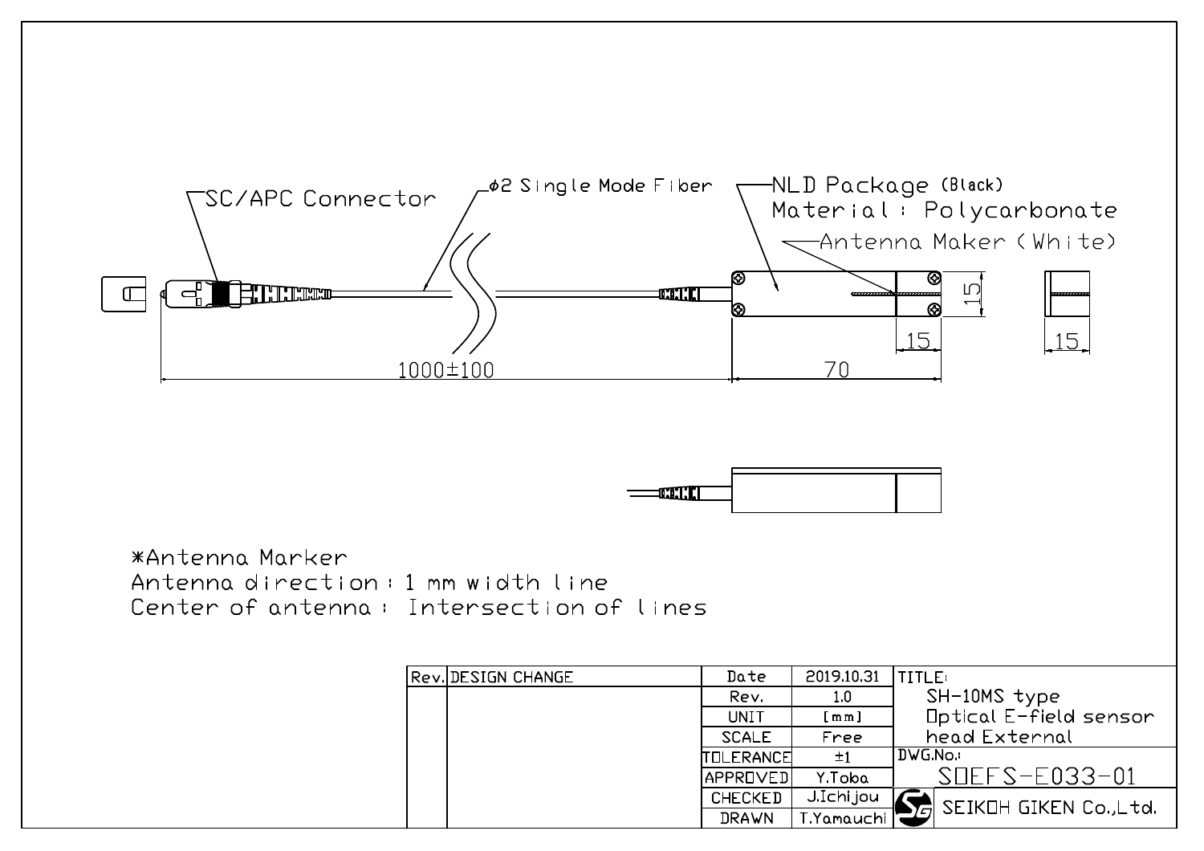SC/APC Connector

ϕ2 Single Mode Fiber

NLD Package (Black)
Material : Polycarbonate

Antenna Maker (White)

15

15

15

1000±100

70

*Antenna Marker
Antenna direction : 1 mm width line
Center of antenna : Intersection of lines

| Rev. | DESIGN CHANGE | Date | 2019.10.31 | TITLE: SH-10MS type Optical E-field sensor head External |
|---|---|---|---|---|
| | | Rev. | 1.0 | |
| | | UNIT | [mm] | |
| | | SCALE | Free | |
| | | TOLERANCE | ±1 | DWG.No.: SOEFS-E033-01 |
| | | APPROVED | Y.Toba | |
| | | CHECKED | J.Ichijou | SEIKOH GIKEN Co.,Ltd. |
| | | DRAWN | T.Yamauchi | |